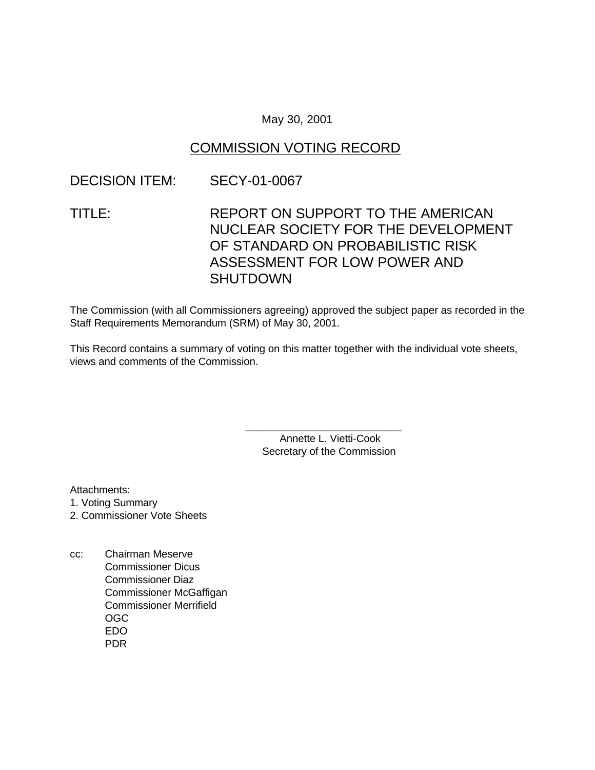May 30, 2001

# COMMISSION VOTING RECORD

DECISION ITEM: SECY-01-0067

TITLE: REPORT ON SUPPORT TO THE AMERICAN NUCLEAR SOCIETY FOR THE DEVELOPMENT OF STANDARD ON PROBABILISTIC RISK ASSESSMENT FOR LOW POWER AND SHUTDOWN

The Commission (with all Commissioners agreeing) approved the subject paper as recorded in the Staff Requirements Memorandum (SRM) of May 30, 2001.

This Record contains a summary of voting on this matter together with the individual vote sheets, views and comments of the Commission.

\_\_\_\_\_\_\_\_\_\_\_\_\_\_\_\_\_\_\_\_\_\_\_\_\_\_\_\_
Annette L. Vietti-Cook
Secretary of the Commission

Attachments:
1. Voting Summary
2. Commissioner Vote Sheets

cc: Chairman Meserve
Commissioner Dicus
Commissioner Diaz
Commissioner McGaffigan
Commissioner Merrifield
OGC
EDO
PDR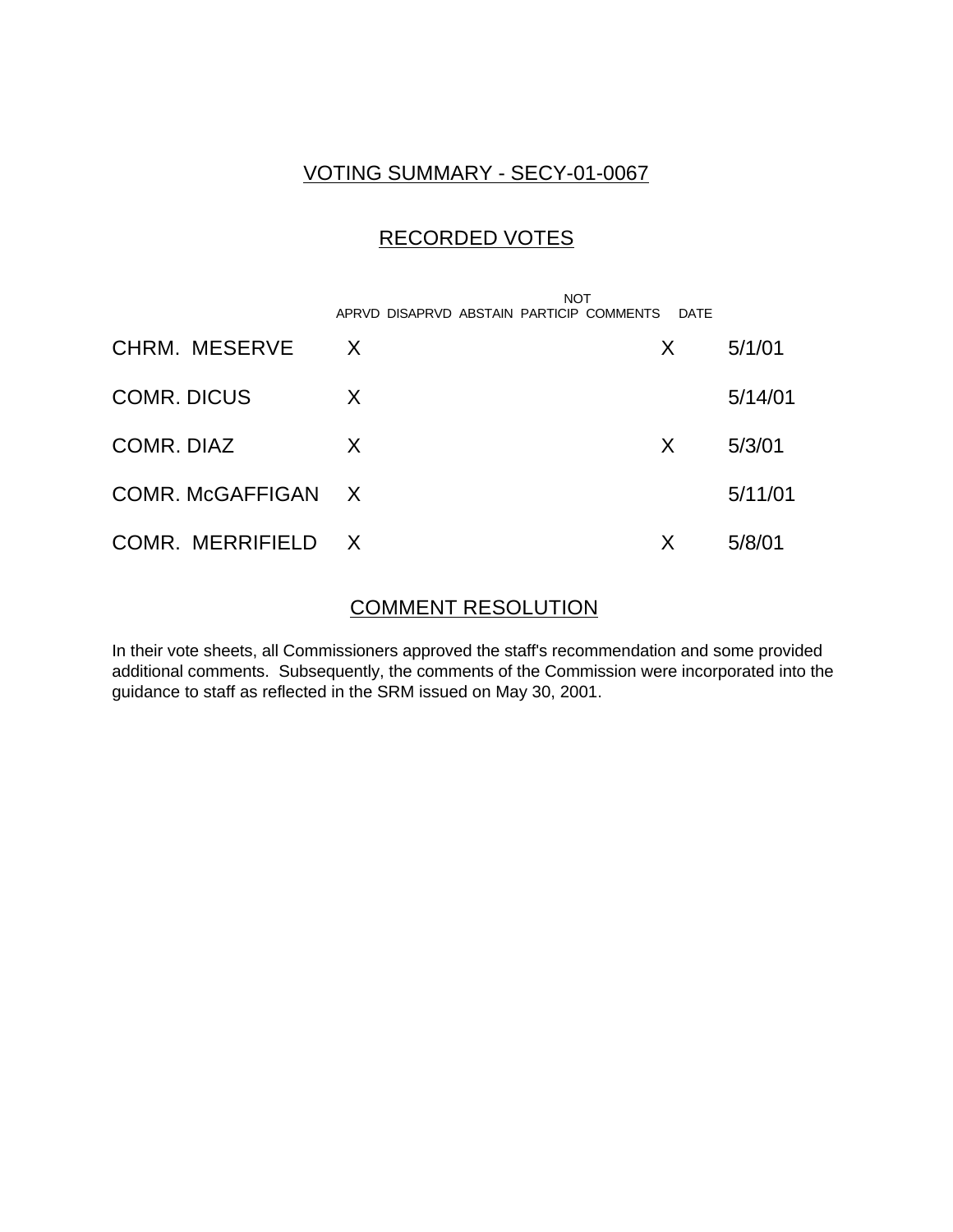## VOTING SUMMARY - SECY-01-0067

## RECORDED VOTES

| | APRVD | DISAPRVD | ABSTAIN | NOT PARTICIP | COMMENTS | DATE |
|---|---|---|---|---|---|---|
| CHRM. MESERVE | X | | | | X | 5/1/01 |
| COMR. DICUS | X | | | | | 5/14/01 |
| COMR. DIAZ | X | | | | X | 5/3/01 |
| COMR. McGAFFIGAN | X | | | | | 5/11/01 |
| COMR. MERRIFIELD | X | | | | X | 5/8/01 |

## COMMENT RESOLUTION

In their vote sheets, all Commissioners approved the staff's recommendation and some provided additional comments. Subsequently, the comments of the Commission were incorporated into the guidance to staff as reflected in the SRM issued on May 30, 2001.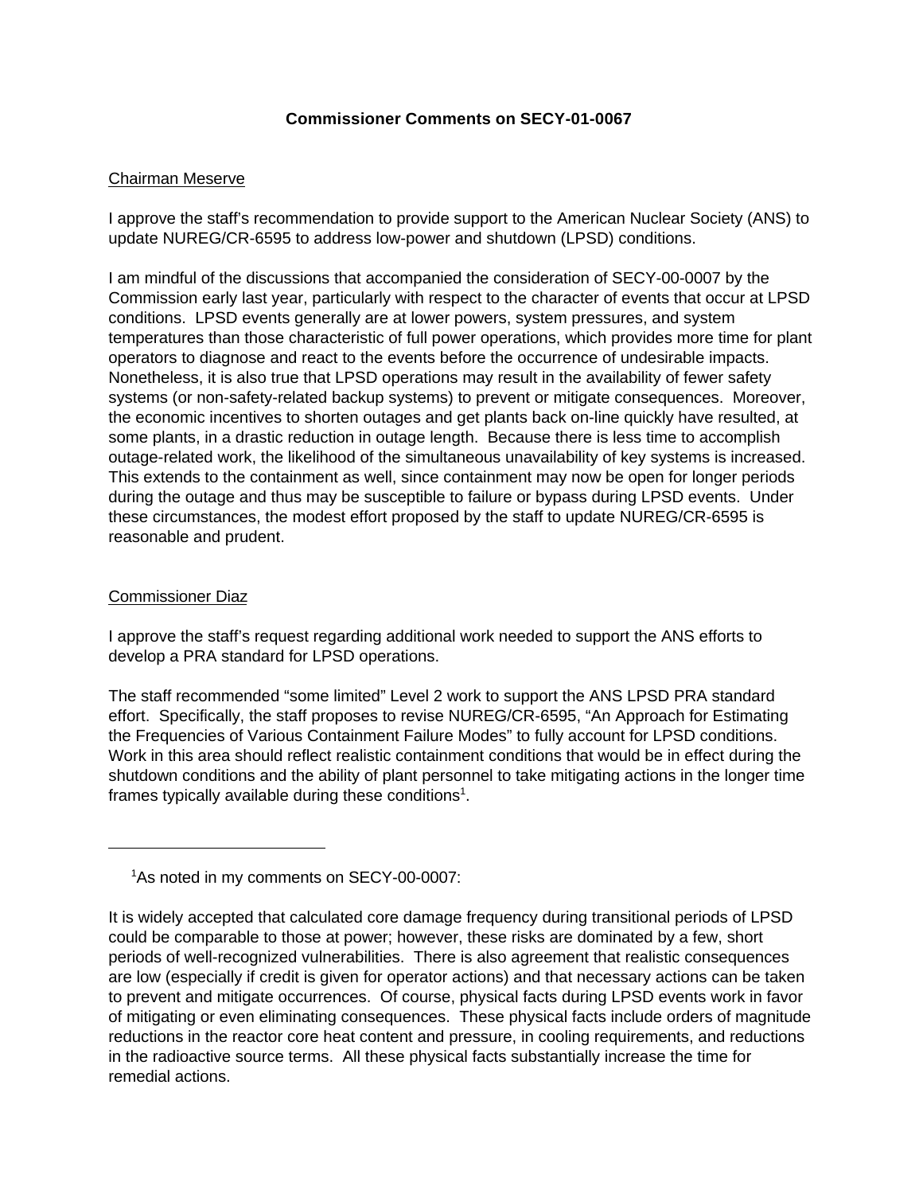**Commissioner Comments on SECY-01-0067**

Chairman Meserve

I approve the staff's recommendation to provide support to the American Nuclear Society (ANS) to update NUREG/CR-6595 to address low-power and shutdown (LPSD) conditions.

I am mindful of the discussions that accompanied the consideration of SECY-00-0007 by the Commission early last year, particularly with respect to the character of events that occur at LPSD conditions. LPSD events generally are at lower powers, system pressures, and system temperatures than those characteristic of full power operations, which provides more time for plant operators to diagnose and react to the events before the occurrence of undesirable impacts. Nonetheless, it is also true that LPSD operations may result in the availability of fewer safety systems (or non-safety-related backup systems) to prevent or mitigate consequences. Moreover, the economic incentives to shorten outages and get plants back on-line quickly have resulted, at some plants, in a drastic reduction in outage length. Because there is less time to accomplish outage-related work, the likelihood of the simultaneous unavailability of key systems is increased. This extends to the containment as well, since containment may now be open for longer periods during the outage and thus may be susceptible to failure or bypass during LPSD events. Under these circumstances, the modest effort proposed by the staff to update NUREG/CR-6595 is reasonable and prudent.

Commissioner Diaz

I approve the staff's request regarding additional work needed to support the ANS efforts to develop a PRA standard for LPSD operations.

The staff recommended "some limited" Level 2 work to support the ANS LPSD PRA standard effort. Specifically, the staff proposes to revise NUREG/CR-6595, "An Approach for Estimating the Frequencies of Various Containment Failure Modes" to fully account for LPSD conditions. Work in this area should reflect realistic containment conditions that would be in effect during the shutdown conditions and the ability of plant personnel to take mitigating actions in the longer time frames typically available during these conditions[1].

---

[1]As noted in my comments on SECY-00-0007:

It is widely accepted that calculated core damage frequency during transitional periods of LPSD could be comparable to those at power; however, these risks are dominated by a few, short periods of well-recognized vulnerabilities. There is also agreement that realistic consequences are low (especially if credit is given for operator actions) and that necessary actions can be taken to prevent and mitigate occurrences. Of course, physical facts during LPSD events work in favor of mitigating or even eliminating consequences. These physical facts include orders of magnitude reductions in the reactor core heat content and pressure, in cooling requirements, and reductions in the radioactive source terms. All these physical facts substantially increase the time for remedial actions.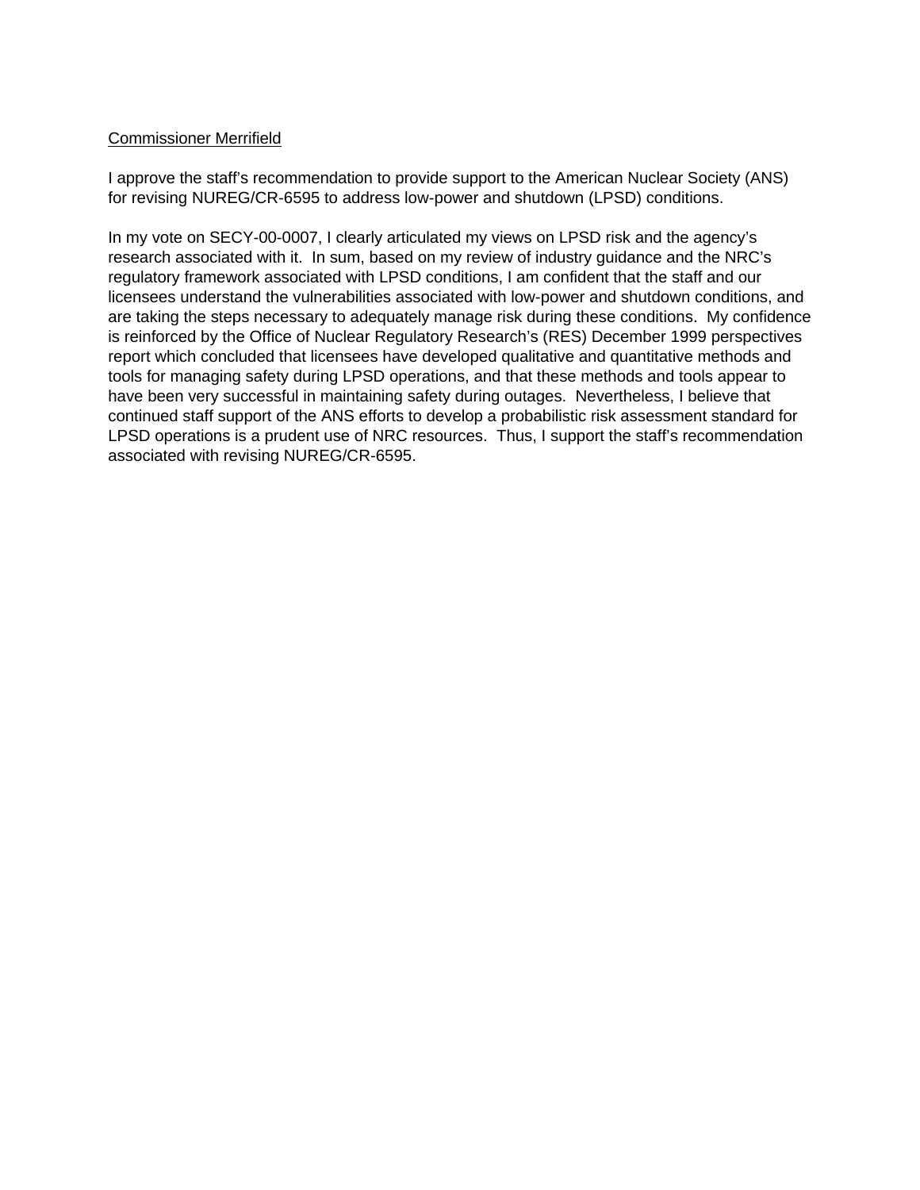Commissioner Merrifield

I approve the staff's recommendation to provide support to the American Nuclear Society (ANS) for revising NUREG/CR-6595 to address low-power and shutdown (LPSD) conditions.

In my vote on SECY-00-0007, I clearly articulated my views on LPSD risk and the agency's research associated with it. In sum, based on my review of industry guidance and the NRC's regulatory framework associated with LPSD conditions, I am confident that the staff and our licensees understand the vulnerabilities associated with low-power and shutdown conditions, and are taking the steps necessary to adequately manage risk during these conditions. My confidence is reinforced by the Office of Nuclear Regulatory Research's (RES) December 1999 perspectives report which concluded that licensees have developed qualitative and quantitative methods and tools for managing safety during LPSD operations, and that these methods and tools appear to have been very successful in maintaining safety during outages. Nevertheless, I believe that continued staff support of the ANS efforts to develop a probabilistic risk assessment standard for LPSD operations is a prudent use of NRC resources. Thus, I support the staff's recommendation associated with revising NUREG/CR-6595.